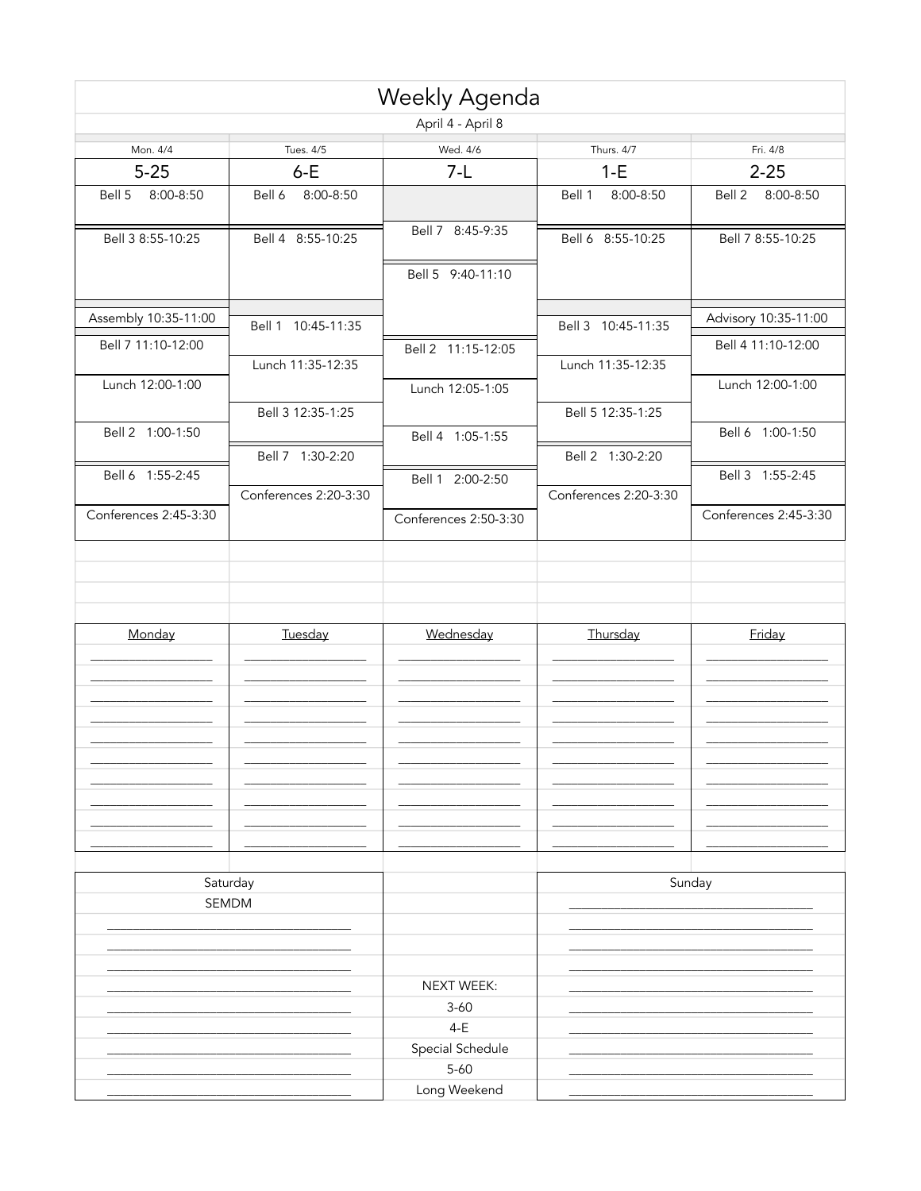# Weekly Agenda

April 4 - April 8

| Mon. 4/4 | Tues. 4/5 | Wed. 4/6 | Thurs. 4/7 | Fri. 4/8 |
|---|---|---|---|---|
| 5-25 | 6-E | 7-L | 1-E | 2-25 |
| Bell 5 8:00-8:50 | Bell 6 8:00-8:50 | | Bell 1 8:00-8:50 | Bell 2 8:00-8:50 |
| Bell 3 8:55-10:25 | Bell 4 8:55-10:25 | Bell 7 8:45-9:35 | Bell 6 8:55-10:25 | Bell 7 8:55-10:25 |
| | | Bell 5 9:40-11:10 | | |
| Assembly 10:35-11:00 | Bell 1 10:45-11:35 | | Bell 3 10:45-11:35 | Advisory 10:35-11:00 |
| Bell 7 11:10-12:00 | Lunch 11:35-12:35 | Bell 2 11:15-12:05 | Lunch 11:35-12:35 | Bell 4 11:10-12:00 |
| Lunch 12:00-1:00 | Bell 3 12:35-1:25 | Lunch 12:05-1:05 | Bell 5 12:35-1:25 | Lunch 12:00-1:00 |
| Bell 2 1:00-1:50 | Bell 7 1:30-2:20 | Bell 4 1:05-1:55 | Bell 2 1:30-2:20 | Bell 6 1:00-1:50 |
| Bell 6 1:55-2:45 | Conferences 2:20-3:30 | Bell 1 2:00-2:50 | Conferences 2:20-3:30 | Bell 3 1:55-2:45 |
| Conferences 2:45-3:30 | | Conferences 2:50-3:30 | | Conferences 2:45-3:30 |

| Monday | Tuesday | Wednesday | Thursday | Friday |
|---|---|---|---|---|
| | | | | |
| | | | | |
| | | | | |
| | | | | |
| | | | | |
| | | | | |
| | | | | |
| | | | | |
| | | | | |
| | | | | |

| Saturday | | Sunday |
|---|---|---|
| SEMDM | | |
| | | |
| | | |
| | | |
| | NEXT WEEK: | |
| | 3-60 | |
| | 4-E | |
| | Special Schedule | |
| | 5-60 | |
| | Long Weekend | |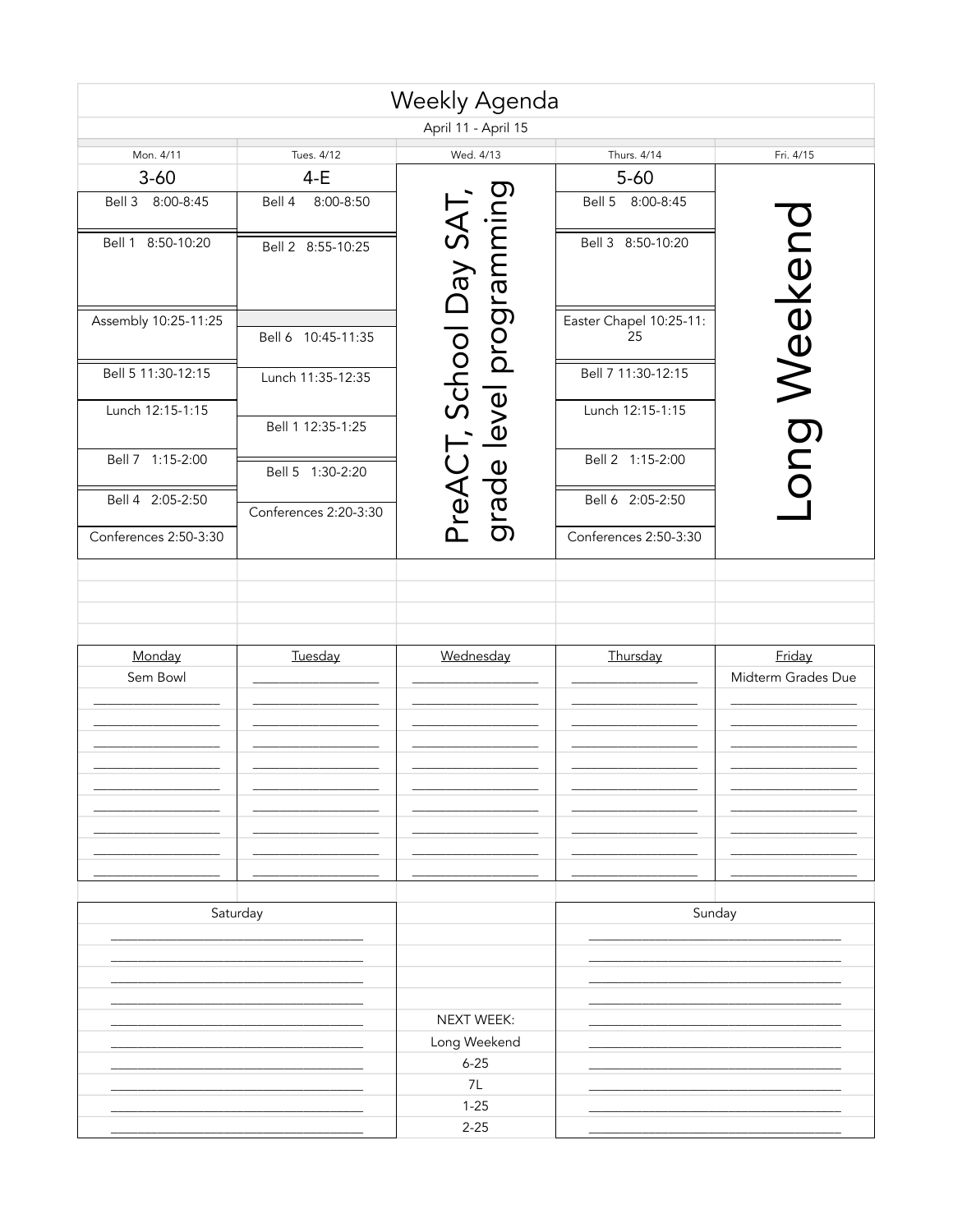# Weekly Agenda

April 11 - April 15

| Mon. 4/11 | Tues. 4/12 | Wed. 4/13 | Thurs. 4/14 | Fri. 4/15 |
|---|---|---|---|---|
| 3-60 | 4-E | PreACT, School Day SAT, grade level programming | 5-60 | Long Weekend |
| Bell 3 8:00-8:45 | Bell 4 8:00-8:50 | | Bell 5 8:00-8:45 | |
| Bell 1 8:50-10:20 | Bell 2 8:55-10:25 | | Bell 3 8:50-10:20 | |
| Assembly 10:25-11:25 | Bell 6 10:45-11:35 | | Easter Chapel 10:25-11:25 | |
| Bell 5 11:30-12:15 | Lunch 11:35-12:35 | | Bell 7 11:30-12:15 | |
| Lunch 12:15-1:15 | Bell 1 12:35-1:25 | | Lunch 12:15-1:15 | |
| Bell 7 1:15-2:00 | Bell 5 1:30-2:20 | | Bell 2 1:15-2:00 | |
| Bell 4 2:05-2:50 | Conferences 2:20-3:30 | | Bell 6 2:05-2:50 | |
| Conferences 2:50-3:30 | | | Conferences 2:50-3:30 | |

| Monday | Tuesday | Wednesday | Thursday | Friday |
|---|---|---|---|---|
| Sem Bowl | | | | Midterm Grades Due |

| Saturday | | Sunday |
|---|---|---|
| | NEXT WEEK: | |
| | Long Weekend | |
| | 6-25 | |
| | 7L | |
| | 1-25 | |
| | 2-25 | |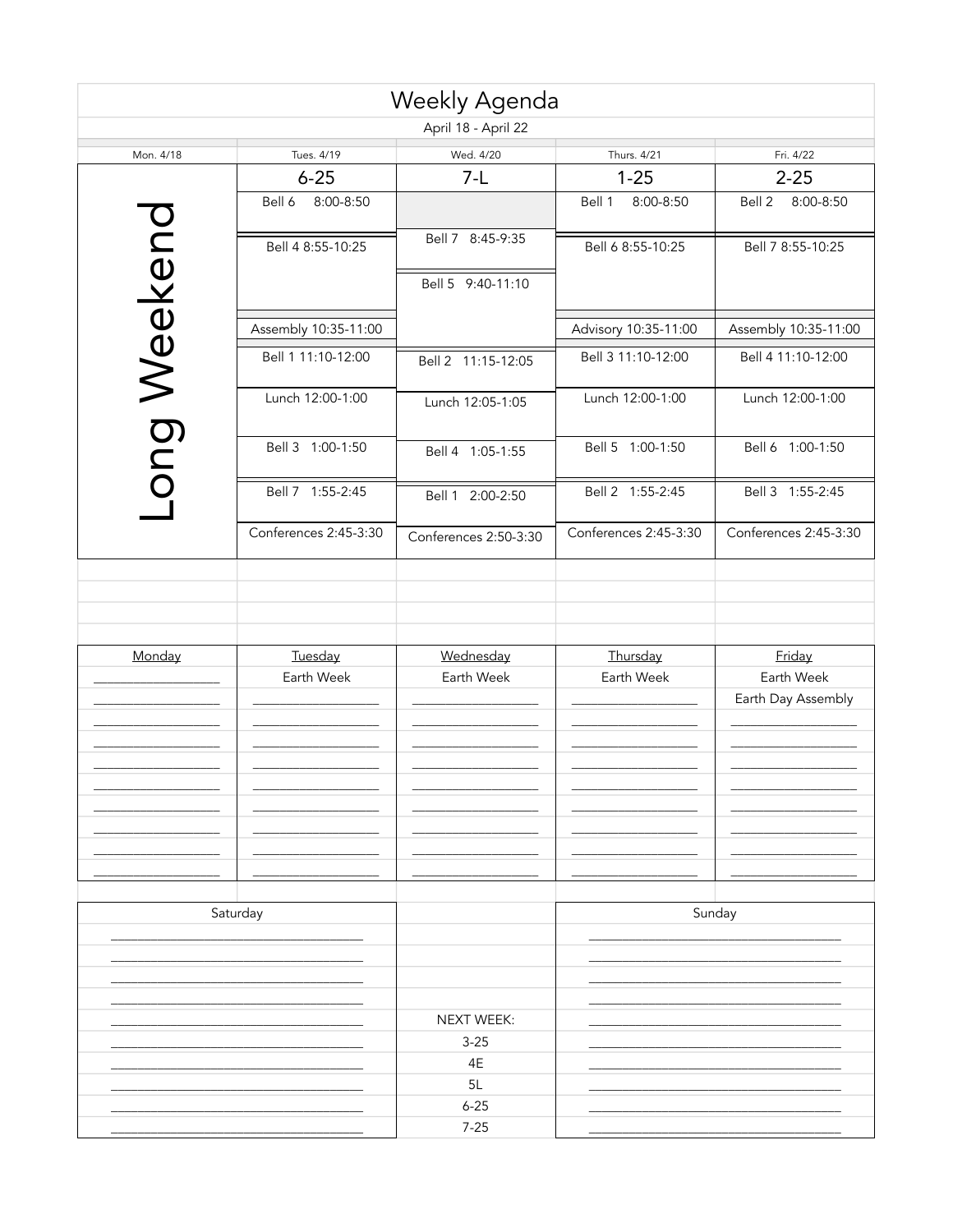# Weekly Agenda

April 18 - April 22

| Mon. 4/18 | Tues. 4/19 | Wed. 4/20 | Thurs. 4/21 | Fri. 4/22 |
|---|---|---|---|---|
| Long Weekend | 6-25 | 7-L | 1-25 | 2-25 |
| | Bell 6 8:00-8:50 | | Bell 1 8:00-8:50 | Bell 2 8:00-8:50 |
| | Bell 4 8:55-10:25 | Bell 7 8:45-9:35 | Bell 6 8:55-10:25 | Bell 7 8:55-10:25 |
| | | Bell 5 9:40-11:10 | | |
| | Assembly 10:35-11:00 | | Advisory 10:35-11:00 | Assembly 10:35-11:00 |
| | Bell 1 11:10-12:00 | Bell 2 11:15-12:05 | Bell 3 11:10-12:00 | Bell 4 11:10-12:00 |
| | Lunch 12:00-1:00 | Lunch 12:05-1:05 | Lunch 12:00-1:00 | Lunch 12:00-1:00 |
| | Bell 3 1:00-1:50 | Bell 4 1:05-1:55 | Bell 5 1:00-1:50 | Bell 6 1:00-1:50 |
| | Bell 7 1:55-2:45 | Bell 1 2:00-2:50 | Bell 2 1:55-2:45 | Bell 3 1:55-2:45 |
| | Conferences 2:45-3:30 | Conferences 2:50-3:30 | Conferences 2:45-3:30 | Conferences 2:45-3:30 |

| Monday | Tuesday | Wednesday | Thursday | Friday |
|---|---|---|---|---|
| | Earth Week | Earth Week | Earth Week | Earth Week |
| | | | | Earth Day Assembly |

| Saturday | | Sunday |
|---|---|---|
| | NEXT WEEK: | |
| | 3-25 | |
| | 4E | |
| | 5L | |
| | 6-25 | |
| | 7-25 | |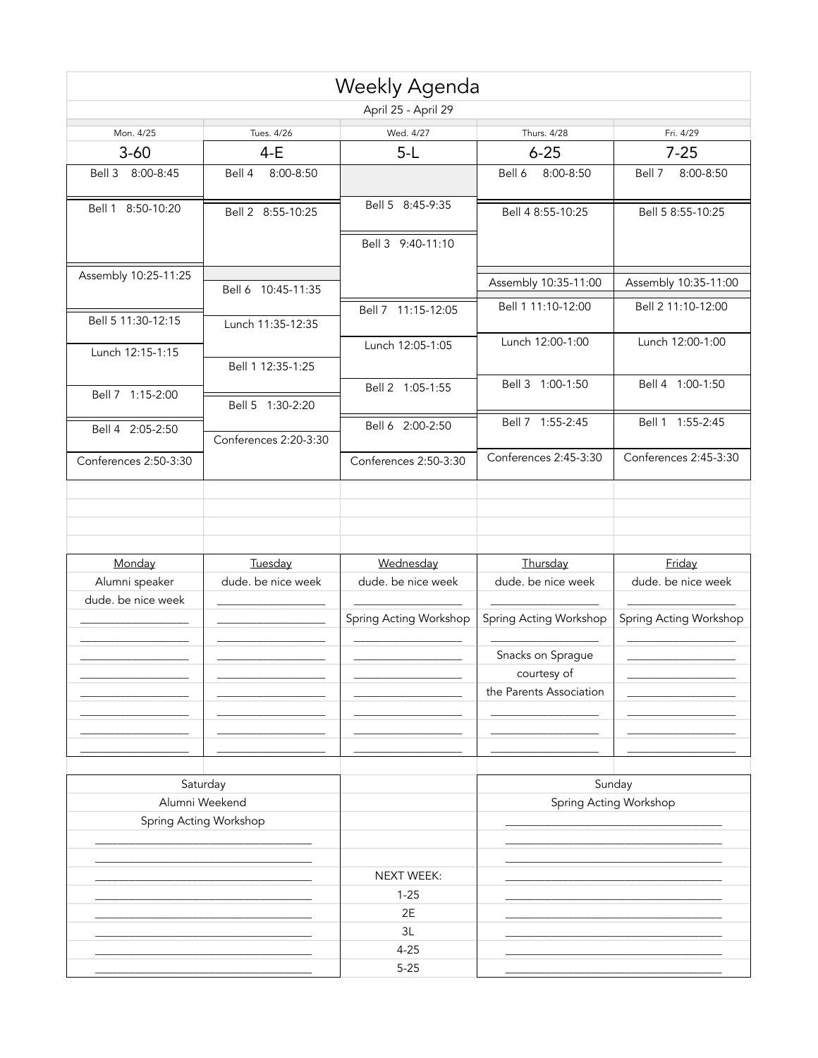# Weekly Agenda

April 25 - April 29

| Mon. 4/25 | Tues. 4/26 | Wed. 4/27 | Thurs. 4/28 | Fri. 4/29 |
|---|---|---|---|---|
| 3-60 | 4-E | 5-L | 6-25 | 7-25 |
| Bell 3 8:00-8:45 | Bell 4 8:00-8:50 | | Bell 6 8:00-8:50 | Bell 7 8:00-8:50 |
| Bell 1 8:50-10:20 | Bell 2 8:55-10:25 | Bell 5 8:45-9:35 | Bell 4 8:55-10:25 | Bell 5 8:55-10:25 |
| | | Bell 3 9:40-11:10 | | |
| Assembly 10:25-11:25 | Bell 6 10:45-11:35 | | Assembly 10:35-11:00 | Assembly 10:35-11:00 |
| Bell 5 11:30-12:15 | Lunch 11:35-12:35 | Bell 7 11:15-12:05 | Bell 1 11:10-12:00 | Bell 2 11:10-12:00 |
| Lunch 12:15-1:15 | Bell 1 12:35-1:25 | Lunch 12:05-1:05 | Lunch 12:00-1:00 | Lunch 12:00-1:00 |
| Bell 7 1:15-2:00 | Bell 5 1:30-2:20 | Bell 2 1:05-1:55 | Bell 3 1:00-1:50 | Bell 4 1:00-1:50 |
| Bell 4 2:05-2:50 | Conferences 2:20-3:30 | Bell 6 2:00-2:50 | Bell 7 1:55-2:45 | Bell 1 1:55-2:45 |
| Conferences 2:50-3:30 | | Conferences 2:50-3:30 | Conferences 2:45-3:30 | Conferences 2:45-3:30 |

| Monday | Tuesday | Wednesday | Thursday | Friday |
|---|---|---|---|---|
| Alumni speaker | dude. be nice week | dude. be nice week | dude. be nice week | dude. be nice week |
| dude. be nice week | | | | |
| | | Spring Acting Workshop | Spring Acting Workshop | Spring Acting Workshop |
| | | | Snacks on Sprague | |
| | | | courtesy of | |
| | | | the Parents Association | |

| Saturday | | Sunday |
|---|---|---|
| Alumni Weekend | | Spring Acting Workshop |
| Spring Acting Workshop | | |
| | NEXT WEEK: | |
| | 1-25 | |
| | 2E | |
| | 3L | |
| | 4-25 | |
| | 5-25 | |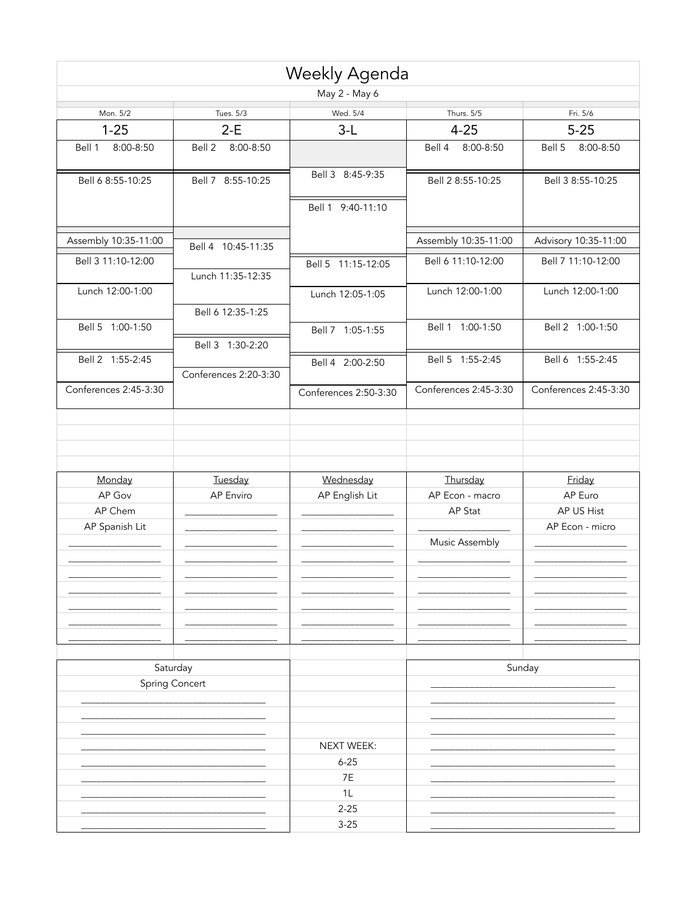# Weekly Agenda

May 2 - May 6

| Mon. 5/2 | Tues. 5/3 | Wed. 5/4 | Thurs. 5/5 | Fri. 5/6 |
|---|---|---|---|---|
| **1-25** | **2-E** | **3-L** | **4-25** | **5-25** |
| Bell 1 8:00-8:50 | Bell 2 8:00-8:50 | | Bell 4 8:00-8:50 | Bell 5 8:00-8:50 |
| Bell 6 8:55-10:25 | Bell 7 8:55-10:25 | Bell 3 8:45-9:35 | Bell 2 8:55-10:25 | Bell 3 8:55-10:25 |
| | | Bell 1 9:40-11:10 | | |
| Assembly 10:35-11:00 | Bell 4 10:45-11:35 | | Assembly 10:35-11:00 | Advisory 10:35-11:00 |
| Bell 3 11:10-12:00 | Lunch 11:35-12:35 | Bell 5 11:15-12:05 | Bell 6 11:10-12:00 | Bell 7 11:10-12:00 |
| Lunch 12:00-1:00 | Bell 6 12:35-1:25 | Lunch 12:05-1:05 | Lunch 12:00-1:00 | Lunch 12:00-1:00 |
| Bell 5 1:00-1:50 | Bell 3 1:30-2:20 | Bell 7 1:05-1:55 | Bell 1 1:00-1:50 | Bell 2 1:00-1:50 |
| Bell 2 1:55-2:45 | Conferences 2:20-3:30 | Bell 4 2:00-2:50 | Bell 5 1:55-2:45 | Bell 6 1:55-2:45 |
| Conferences 2:45-3:30 | | Conferences 2:50-3:30 | Conferences 2:45-3:30 | Conferences 2:45-3:30 |

| Monday | Tuesday | Wednesday | Thursday | Friday |
|---|---|---|---|---|
| AP Gov | AP Enviro | AP English Lit | AP Econ - macro | AP Euro |
| AP Chem | | | AP Stat | AP US Hist |
| AP Spanish Lit | | | | AP Econ - micro |
| | | | Music Assembly | |

| Saturday | | Sunday |
|---|---|---|
| Spring Concert | | |
| | NEXT WEEK: | |
| | 6-25 | |
| | 7E | |
| | 1L | |
| | 2-25 | |
| | 3-25 | |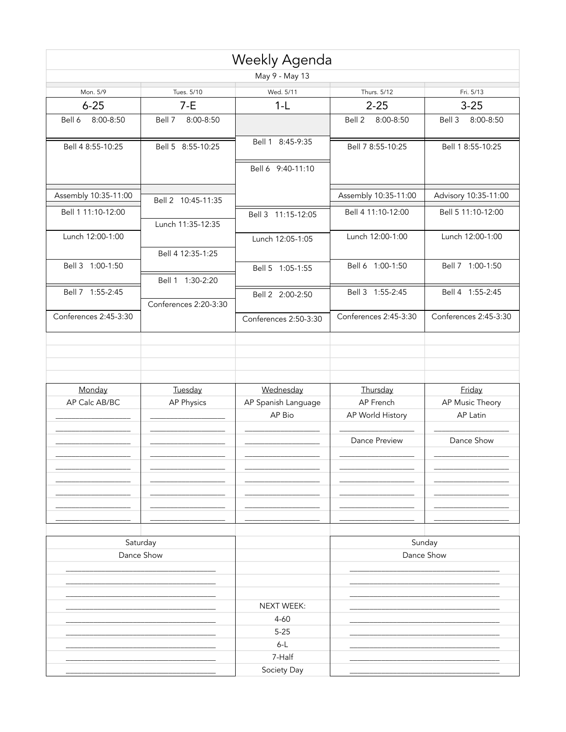# Weekly Agenda

May 9 - May 13

| Mon. 5/9 | Tues. 5/10 | Wed. 5/11 | Thurs. 5/12 | Fri. 5/13 |
|---|---|---|---|---|
| 6-25 | 7-E | 1-L | 2-25 | 3-25 |
| Bell 6 8:00-8:50 | Bell 7 8:00-8:50 | | Bell 2 8:00-8:50 | Bell 3 8:00-8:50 |
| Bell 4 8:55-10:25 | Bell 5 8:55-10:25 | Bell 1 8:45-9:35 | Bell 7 8:55-10:25 | Bell 1 8:55-10:25 |
| | | Bell 6 9:40-11:10 | | |
| Assembly 10:35-11:00 | Bell 2 10:45-11:35 | | Assembly 10:35-11:00 | Advisory 10:35-11:00 |
| Bell 1 11:10-12:00 | Lunch 11:35-12:35 | Bell 3 11:15-12:05 | Bell 4 11:10-12:00 | Bell 5 11:10-12:00 |
| Lunch 12:00-1:00 | Bell 4 12:35-1:25 | Lunch 12:05-1:05 | Lunch 12:00-1:00 | Lunch 12:00-1:00 |
| Bell 3 1:00-1:50 | Bell 1 1:30-2:20 | Bell 5 1:05-1:55 | Bell 6 1:00-1:50 | Bell 7 1:00-1:50 |
| Bell 7 1:55-2:45 | Conferences 2:20-3:30 | Bell 2 2:00-2:50 | Bell 3 1:55-2:45 | Bell 4 1:55-2:45 |
| Conferences 2:45-3:30 | | Conferences 2:50-3:30 | Conferences 2:45-3:30 | Conferences 2:45-3:30 |

| Monday | Tuesday | Wednesday | Thursday | Friday |
|---|---|---|---|---|
| AP Calc AB/BC | AP Physics | AP Spanish Language | AP French | AP Music Theory |
| | | AP Bio | AP World History | AP Latin |
| | | | Dance Preview | Dance Show |

| Saturday | | Sunday |
|---|---|---|
| Dance Show | | Dance Show |
| | NEXT WEEK: | |
| | 4-60 | |
| | 5-25 | |
| | 6-L | |
| | 7-Half | |
| | Society Day | |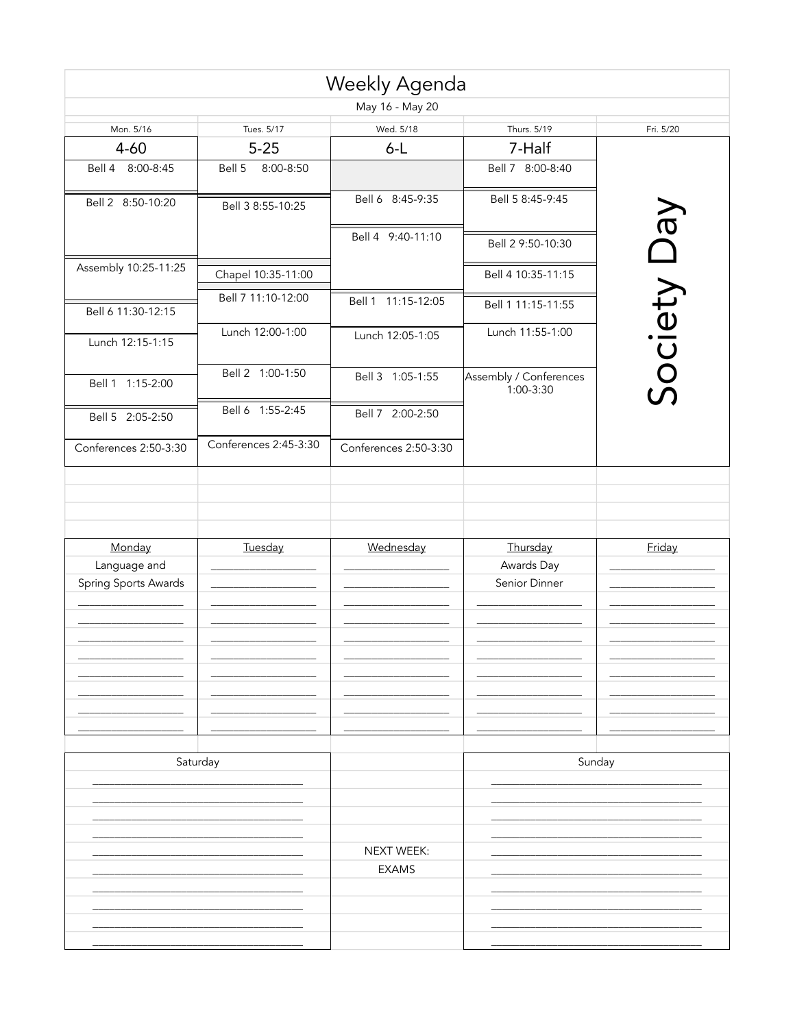# Weekly Agenda

May 16 - May 20

| Mon. 5/16 | Tues. 5/17 | Wed. 5/18 | Thurs. 5/19 | Fri. 5/20 |
|---|---|---|---|---|
| 4-60 | 5-25 | 6-L | 7-Half | Society Day |
| Bell 4 8:00-8:45 | Bell 5 8:00-8:50 | | Bell 7 8:00-8:40 | |
| Bell 2 8:50-10:20 | Bell 3 8:55-10:25 | Bell 6 8:45-9:35 | Bell 5 8:45-9:45 | |
| Assembly 10:25-11:25 | Chapel 10:35-11:00 | Bell 4 9:40-11:10 | Bell 2 9:50-10:30 | |
| Bell 6 11:30-12:15 | Bell 7 11:10-12:00 | Bell 1 11:15-12:05 | Bell 4 10:35-11:15 | |
| Lunch 12:15-1:15 | Lunch 12:00-1:00 | Lunch 12:05-1:05 | Bell 1 11:15-11:55 | |
| Bell 1 1:15-2:00 | Bell 2 1:00-1:50 | Bell 3 1:05-1:55 | Lunch 11:55-1:00 | |
| Bell 5 2:05-2:50 | Bell 6 1:55-2:45 | Bell 7 2:00-2:50 | Assembly / Conferences 1:00-3:30 | |
| Conferences 2:50-3:30 | Conferences 2:45-3:30 | Conferences 2:50-3:30 | | |

| Monday | Tuesday | Wednesday | Thursday | Friday |
|---|---|---|---|---|
| Language and | | | Awards Day | |
| Spring Sports Awards | | | Senior Dinner | |

| Saturday | | Sunday |
|---|---|---|
| | NEXT WEEK: | |
| | EXAMS | |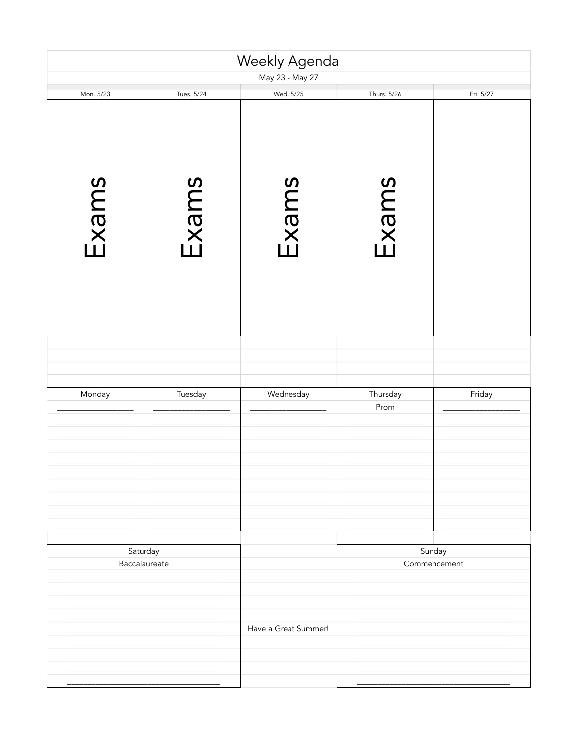# Weekly Agenda

May 23 - May 27

| Mon. 5/23 | Tues. 5/24 | Wed. 5/25 | Thurs. 5/26 | Fri. 5/27 |
|---|---|---|---|---|
| Exams | Exams | Exams | Exams | |

| Monday | Tuesday | Wednesday | Thursday | Friday |
|---|---|---|---|---|
| | | | Prom | |

| Saturday | | Sunday |
|---|---|---|
| Baccalaureate | | Commencement |
| | Have a Great Summer! | |